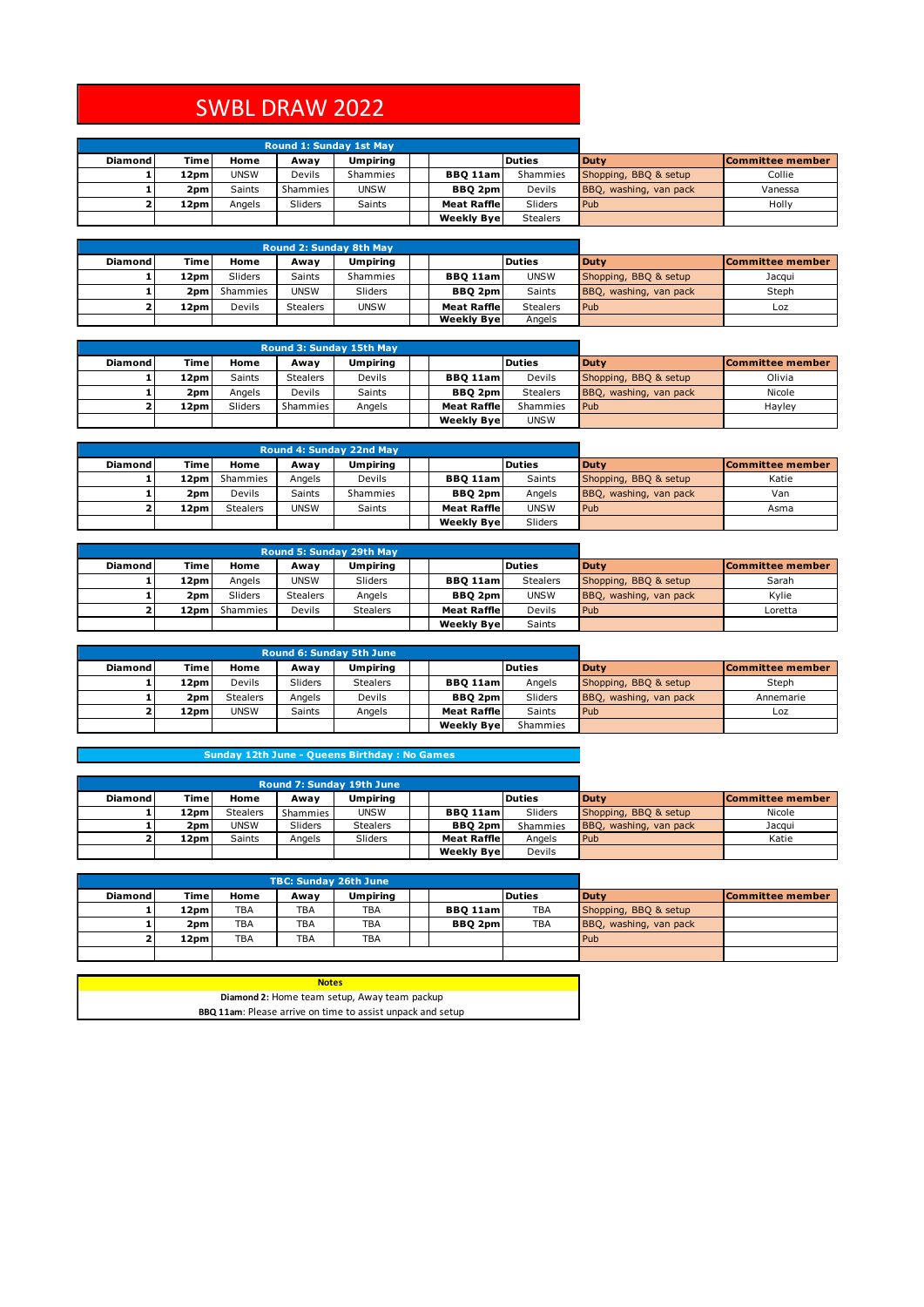# SWBL DRAW 2022

**Round 1: Sunday 1st May**

| Diamond | Time | Home | Away | Umpiring | | | Duties | Duty | Committee member |
|---|---|---|---|---|---|---|---|---|---|
| 1 | 12pm | UNSW | Devils | Shammies | | BBQ 11am | Shammies | Shopping, BBQ & setup | Collie |
| 1 | 2pm | Saints | Shammies | UNSW | | BBQ 2pm | Devils | BBQ, washing, van pack | Vanessa |
| 2 | 12pm | Angels | Sliders | Saints | | Meat Raffle | Sliders | Pub | Holly |
| | | | | | | Weekly Bye | Stealers | | |

**Round 2: Sunday 8th May**

| Diamond | Time | Home | Away | Umpiring | | | Duties | Duty | Committee member |
|---|---|---|---|---|---|---|---|---|---|
| 1 | 12pm | Sliders | Saints | Shammies | | BBQ 11am | UNSW | Shopping, BBQ & setup | Jacqui |
| 1 | 2pm | Shammies | UNSW | Sliders | | BBQ 2pm | Saints | BBQ, washing, van pack | Steph |
| 2 | 12pm | Devils | Stealers | UNSW | | Meat Raffle | Stealers | Pub | Loz |
| | | | | | | Weekly Bye | Angels | | |

**Round 3: Sunday 15th May**

| Diamond | Time | Home | Away | Umpiring | | | Duties | Duty | Committee member |
|---|---|---|---|---|---|---|---|---|---|
| 1 | 12pm | Saints | Stealers | Devils | | BBQ 11am | Devils | Shopping, BBQ & setup | Olivia |
| 1 | 2pm | Angels | Devils | Saints | | BBQ 2pm | Stealers | BBQ, washing, van pack | Nicole |
| 2 | 12pm | Sliders | Shammies | Angels | | Meat Raffle | Shammies | Pub | Hayley |
| | | | | | | Weekly Bye | UNSW | | |

**Round 4: Sunday 22nd May**

| Diamond | Time | Home | Away | Umpiring | | | Duties | Duty | Committee member |
|---|---|---|---|---|---|---|---|---|---|
| 1 | 12pm | Shammies | Angels | Devils | | BBQ 11am | Saints | Shopping, BBQ & setup | Katie |
| 1 | 2pm | Devils | Saints | Shammies | | BBQ 2pm | Angels | BBQ, washing, van pack | Van |
| 2 | 12pm | Stealers | UNSW | Saints | | Meat Raffle | UNSW | Pub | Asma |
| | | | | | | Weekly Bye | Sliders | | |

**Round 5: Sunday 29th May**

| Diamond | Time | Home | Away | Umpiring | | | Duties | Duty | Committee member |
|---|---|---|---|---|---|---|---|---|---|
| 1 | 12pm | Angels | UNSW | Sliders | | BBQ 11am | Stealers | Shopping, BBQ & setup | Sarah |
| 1 | 2pm | Sliders | Stealers | Angels | | BBQ 2pm | UNSW | BBQ, washing, van pack | Kylie |
| 2 | 12pm | Shammies | Devils | Stealers | | Meat Raffle | Devils | Pub | Loretta |
| | | | | | | Weekly Bye | Saints | | |

**Round 6: Sunday 5th June**

| Diamond | Time | Home | Away | Umpiring | | | Duties | Duty | Committee member |
|---|---|---|---|---|---|---|---|---|---|
| 1 | 12pm | Devils | Sliders | Stealers | | BBQ 11am | Angels | Shopping, BBQ & setup | Steph |
| 1 | 2pm | Stealers | Angels | Devils | | BBQ 2pm | Sliders | BBQ, washing, van pack | Annemarie |
| 2 | 12pm | UNSW | Saints | Angels | | Meat Raffle | Saints | Pub | Loz |
| | | | | | | Weekly Bye | Shammies | | |

**Sunday 12th June - Queens Birthday : No Games**

**Round 7: Sunday 19th June**

| Diamond | Time | Home | Away | Umpiring | | | Duties | Duty | Committee member |
|---|---|---|---|---|---|---|---|---|---|
| 1 | 12pm | Stealers | Shammies | UNSW | | BBQ 11am | Sliders | Shopping, BBQ & setup | Nicole |
| 1 | 2pm | UNSW | Sliders | Stealers | | BBQ 2pm | Shammies | BBQ, washing, van pack | Jacqui |
| 2 | 12pm | Saints | Angels | Sliders | | Meat Raffle | Angels | Pub | Katie |
| | | | | | | Weekly Bye | Devils | | |

**TBC: Sunday 26th June**

| Diamond | Time | Home | Away | Umpiring | | | Duties | Duty | Committee member |
|---|---|---|---|---|---|---|---|---|---|
| 1 | 12pm | TBA | TBA | TBA | | BBQ 11am | TBA | Shopping, BBQ & setup | |
| 1 | 2pm | TBA | TBA | TBA | | BBQ 2pm | TBA | BBQ, washing, van pack | |
| 2 | 12pm | TBA | TBA | TBA | | | | Pub | |
| | | | | | | | | | |

**Notes**

**Diamond 2:** Home team setup, Away team packup

**BBQ 11am:** Please arrive on time to assist unpack and setup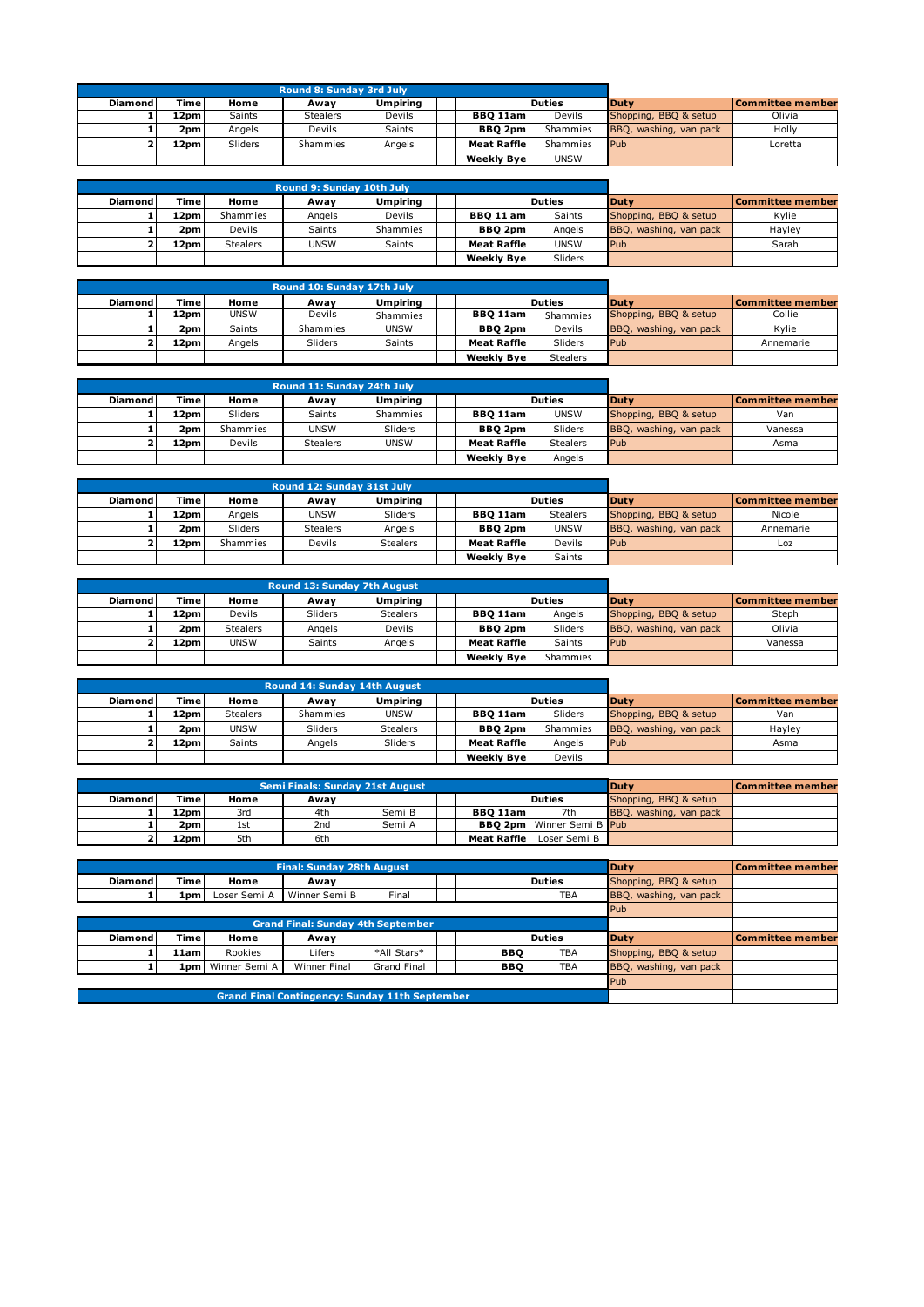| Round 8: Sunday 3rd July | | | | | | | | |
|---|---|---|---|---|---|---|---|---|
| **Diamond** | **Time** | **Home** | **Away** | **Umpiring** | | **Duties** | **Duty** | **Committee member** |
| 1 | **12pm** | Saints | Stealers | Devils | **BBQ 11am** | Devils | Shopping, BBQ & setup | Olivia |
| 1 | **2pm** | Angels | Devils | Saints | **BBQ 2pm** | Shammies | BBQ, washing, van pack | Holly |
| 2 | **12pm** | Sliders | Shammies | Angels | **Meat Raffle** | Shammies | Pub | Loretta |
| | | | | | **Weekly Bye** | UNSW | | |

| Round 9: Sunday 10th July | | | | | | | | |
|---|---|---|---|---|---|---|---|---|
| **Diamond** | **Time** | **Home** | **Away** | **Umpiring** | | **Duties** | **Duty** | **Committee member** |
| 1 | **12pm** | Shammies | Angels | Devils | **BBQ 11 am** | Saints | Shopping, BBQ & setup | Kylie |
| 1 | **2pm** | Devils | Saints | Shammies | **BBQ 2pm** | Angels | BBQ, washing, van pack | Hayley |
| 2 | **12pm** | Stealers | UNSW | Saints | **Meat Raffle** | UNSW | Pub | Sarah |
| | | | | | **Weekly Bye** | Sliders | | |

| Round 10: Sunday 17th July | | | | | | | | |
|---|---|---|---|---|---|---|---|---|
| **Diamond** | **Time** | **Home** | **Away** | **Umpiring** | | **Duties** | **Duty** | **Committee member** |
| 1 | **12pm** | UNSW | Devils | Shammies | **BBQ 11am** | Shammies | Shopping, BBQ & setup | Collie |
| 1 | **2pm** | Saints | Shammies | UNSW | **BBQ 2pm** | Devils | BBQ, washing, van pack | Kylie |
| 2 | **12pm** | Angels | Sliders | Saints | **Meat Raffle** | Sliders | Pub | Annemarie |
| | | | | | **Weekly Bye** | Stealers | | |

| Round 11: Sunday 24th July | | | | | | | | |
|---|---|---|---|---|---|---|---|---|
| **Diamond** | **Time** | **Home** | **Away** | **Umpiring** | | **Duties** | **Duty** | **Committee member** |
| 1 | **12pm** | Sliders | Saints | Shammies | **BBQ 11am** | UNSW | Shopping, BBQ & setup | Van |
| 1 | **2pm** | Shammies | UNSW | Sliders | **BBQ 2pm** | Sliders | BBQ, washing, van pack | Vanessa |
| 2 | **12pm** | Devils | Stealers | UNSW | **Meat Raffle** | Stealers | Pub | Asma |
| | | | | | **Weekly Bye** | Angels | | |

| Round 12: Sunday 31st July | | | | | | | | |
|---|---|---|---|---|---|---|---|---|
| **Diamond** | **Time** | **Home** | **Away** | **Umpiring** | | **Duties** | **Duty** | **Committee member** |
| 1 | **12pm** | Angels | UNSW | Sliders | **BBQ 11am** | Stealers | Shopping, BBQ & setup | Nicole |
| 1 | **2pm** | Sliders | Stealers | Angels | **BBQ 2pm** | UNSW | BBQ, washing, van pack | Annemarie |
| 2 | **12pm** | Shammies | Devils | Stealers | **Meat Raffle** | Devils | Pub | Loz |
| | | | | | **Weekly Bye** | Saints | | |

| Round 13: Sunday 7th August | | | | | | | | |
|---|---|---|---|---|---|---|---|---|
| **Diamond** | **Time** | **Home** | **Away** | **Umpiring** | | **Duties** | **Duty** | **Committee member** |
| 1 | **12pm** | Devils | Sliders | Stealers | **BBQ 11am** | Angels | Shopping, BBQ & setup | Steph |
| 1 | **2pm** | Stealers | Angels | Devils | **BBQ 2pm** | Sliders | BBQ, washing, van pack | Olivia |
| 2 | **12pm** | UNSW | Saints | Angels | **Meat Raffle** | Saints | Pub | Vanessa |
| | | | | | **Weekly Bye** | Shammies | | |

| Round 14: Sunday 14th August | | | | | | | | |
|---|---|---|---|---|---|---|---|---|
| **Diamond** | **Time** | **Home** | **Away** | **Umpiring** | | **Duties** | **Duty** | **Committee member** |
| 1 | **12pm** | Stealers | Shammies | UNSW | **BBQ 11am** | Sliders | Shopping, BBQ & setup | Van |
| 1 | **2pm** | UNSW | Sliders | Stealers | **BBQ 2pm** | Shammies | BBQ, washing, van pack | Hayley |
| 2 | **12pm** | Saints | Angels | Sliders | **Meat Raffle** | Angels | Pub | Asma |
| | | | | | **Weekly Bye** | Devils | | |

| Semi Finals: Sunday 21st August | | | | | | | Duty | Committee member |
|---|---|---|---|---|---|---|---|---|
| **Diamond** | **Time** | **Home** | **Away** | | | **Duties** | Shopping, BBQ & setup | |
| 1 | **12pm** | 3rd | 4th | Semi B | **BBQ 11am** | 7th | BBQ, washing, van pack | |
| 1 | **2pm** | 1st | 2nd | Semi A | **BBQ 2pm** | Winner Semi B | Pub | |
| 2 | **12pm** | 5th | 6th | | **Meat Raffle** | Loser Semi B | | |

| Final: Sunday 28th August | | | | | | | Duty | Committee member |
|---|---|---|---|---|---|---|---|---|
| **Diamond** | **Time** | **Home** | **Away** | | | **Duties** | Shopping, BBQ & setup | |
| 1 | **1pm** | Loser Semi A | Winner Semi B | Final | | TBA | BBQ, washing, van pack | |
| | | | | | | | Pub | |

| Grand Final: Sunday 4th September | | | | | | | | |
|---|---|---|---|---|---|---|---|---|
| **Diamond** | **Time** | **Home** | **Away** | | | **Duties** | **Duty** | **Committee member** |
| 1 | **11am** | Rookies | Lifers | *All Stars* | **BBQ** | TBA | Shopping, BBQ & setup | |
| 1 | **1pm** | Winner Semi A | Winner Final | Grand Final | **BBQ** | TBA | BBQ, washing, van pack | |
| | | | | | | | Pub | |

**Grand Final Contingency: Sunday 11th September**